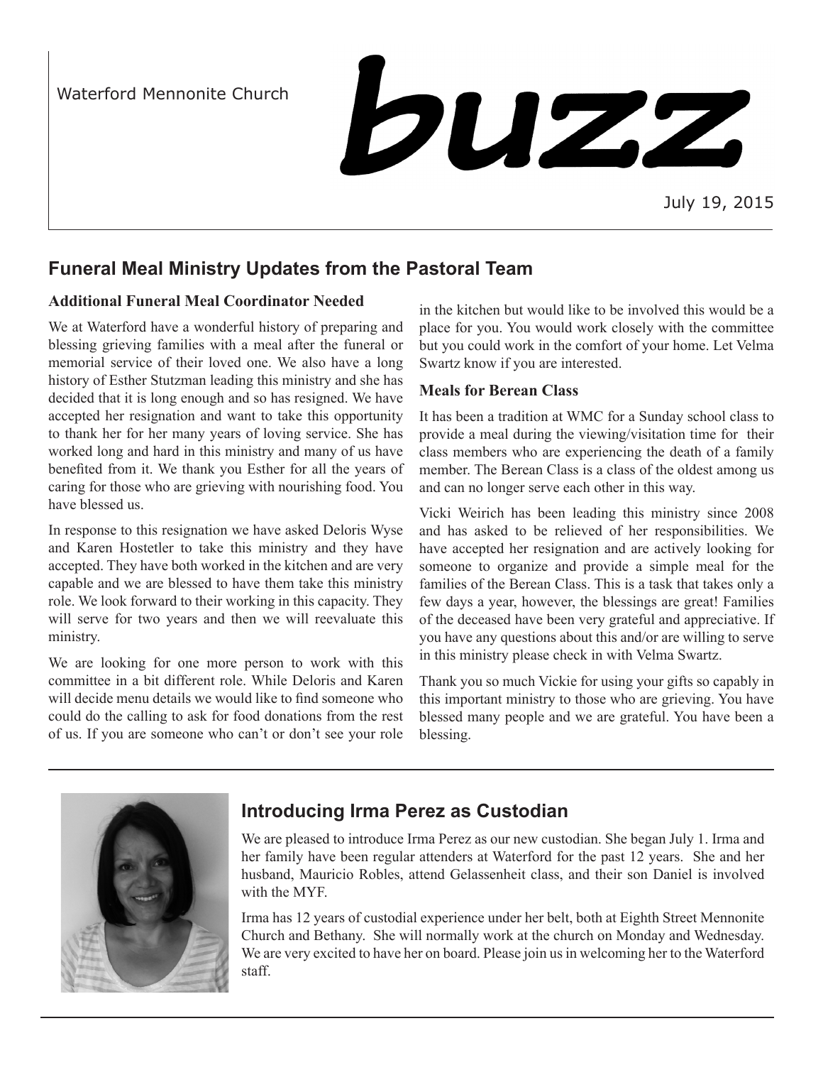Waterford Mennonite Church

# buzz

July 19, 2015

## Funeral Meal Ministry Updates from the Pastoral Team

### Additional Funeral Meal Coordinator Needed

We at Waterford have a wonderful history of preparing and blessing grieving families with a meal after the funeral or memorial service of their loved one. We also have a long history of Esther Stutzman leading this ministry and she has decided that it is long enough and so has resigned. We have accepted her resignation and want to take this opportunity to thank her for her many years of loving service. She has worked long and hard in this ministry and many of us have benefited from it. We thank you Esther for all the years of caring for those who are grieving with nourishing food. You have blessed us.

In response to this resignation we have asked Deloris Wyse and Karen Hostetler to take this ministry and they have accepted. They have both worked in the kitchen and are very capable and we are blessed to have them take this ministry role. We look forward to their working in this capacity. They will serve for two years and then we will reevaluate this ministry.

We are looking for one more person to work with this committee in a bit different role. While Deloris and Karen will decide menu details we would like to find someone who could do the calling to ask for food donations from the rest of us. If you are someone who can't or don't see your role in the kitchen but would like to be involved this would be a place for you. You would work closely with the committee but you could work in the comfort of your home. Let Velma Swartz know if you are interested.

### Meals for Berean Class

It has been a tradition at WMC for a Sunday school class to provide a meal during the viewing/visitation time for their class members who are experiencing the death of a family member. The Berean Class is a class of the oldest among us and can no longer serve each other in this way.

Vicki Weirich has been leading this ministry since 2008 and has asked to be relieved of her responsibilities. We have accepted her resignation and are actively looking for someone to organize and provide a simple meal for the families of the Berean Class. This is a task that takes only a few days a year, however, the blessings are great! Families of the deceased have been very grateful and appreciative. If you have any questions about this and/or are willing to serve in this ministry please check in with Velma Swartz.

Thank you so much Vickie for using your gifts so capably in this important ministry to those who are grieving. You have blessed many people and we are grateful. You have been a blessing.

## Introducing Irma Perez as Custodian

We are pleased to introduce Irma Perez as our new custodian. She began July 1. Irma and her family have been regular attenders at Waterford for the past 12 years. She and her husband, Mauricio Robles, attend Gelassenheit class, and their son Daniel is involved with the MYF.

Irma has 12 years of custodial experience under her belt, both at Eighth Street Mennonite Church and Bethany. She will normally work at the church on Monday and Wednesday. We are very excited to have her on board. Please join us in welcoming her to the Waterford staff.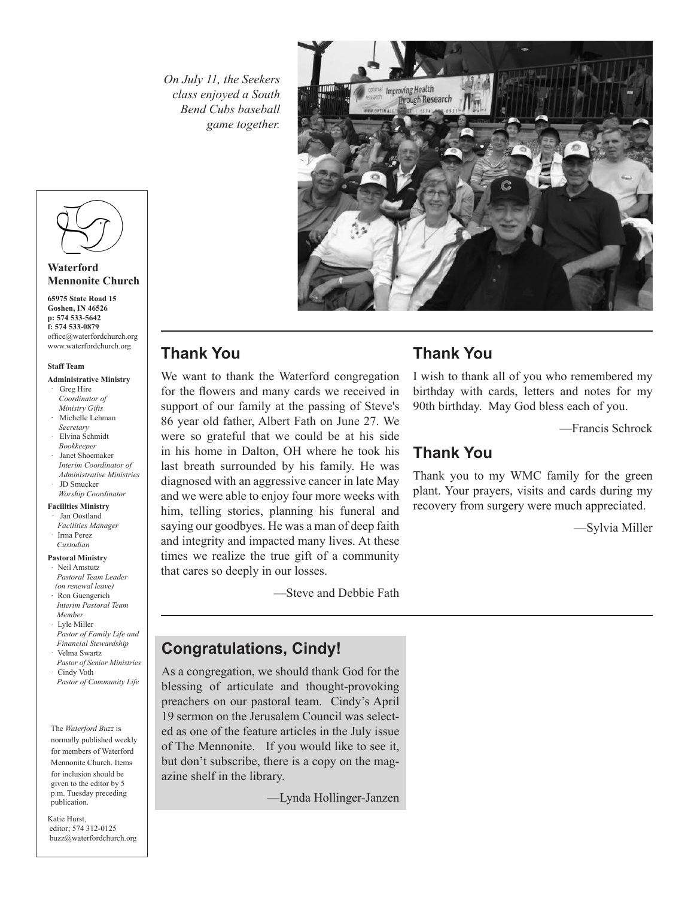*On July 11, the Seekers class enjoyed a South Bend Cubs baseball game together.*

**Waterford Mennonite Church**

**65975 State Road 15**
**Goshen, IN 46526**
**p: 574 533-5642**
**f: 574 533-0879**
office@waterfordchurch.org
www.waterfordchurch.org

**Staff Team**

**Administrative Ministry**
- Greg Hire
  *Coordinator of Ministry Gifts*
- Michelle Lehman
  *Secretary*
- Elvina Schmidt
  *Bookkeeper*
- Janet Shoemaker
  *Interim Coordinator of Administrative Ministries*
- JD Smucker
  *Worship Coordinator*

**Facilities Ministry**
- Jan Oostland
  *Facilities Manager*
- Irma Perez
  *Custodian*

**Pastoral Ministry**
- Neil Amstutz
  *Pastoral Team Leader (on renewal leave)*
- Ron Guengerich
  *Interim Pastoral Team Member*
- Lyle Miller
  *Pastor of Family Life and Financial Stewardship*
- Velma Swartz
  *Pastor of Senior Ministries*
- Cindy Voth
  *Pastor of Community Life*

The *Waterford Buzz* is normally published weekly for members of Waterford Mennonite Church. Items for inclusion should be given to the editor by 5 p.m. Tuesday preceding publication.

Katie Hurst, editor; 574 312-0125
buzz@waterfordchurch.org

## Thank You

We want to thank the Waterford congregation for the flowers and many cards we received in support of our family at the passing of Steve's 86 year old father, Albert Fath on June 27. We were so grateful that we could be at his side in his home in Dalton, OH where he took his last breath surrounded by his family. He was diagnosed with an aggressive cancer in late May and we were able to enjoy four more weeks with him, telling stories, planning his funeral and saying our goodbyes. He was a man of deep faith and integrity and impacted many lives. At these times we realize the true gift of a community that cares so deeply in our losses.

—Steve and Debbie Fath

## Thank You

I wish to thank all of you who remembered my birthday with cards, letters and notes for my 90th birthday. May God bless each of you.

—Francis Schrock

## Thank You

Thank you to my WMC family for the green plant. Your prayers, visits and cards during my recovery from surgery were much appreciated.

—Sylvia Miller

## Congratulations, Cindy!

As a congregation, we should thank God for the blessing of articulate and thought-provoking preachers on our pastoral team. Cindy's April 19 sermon on the Jerusalem Council was selected as one of the feature articles in the July issue of The Mennonite. If you would like to see it, but don't subscribe, there is a copy on the magazine shelf in the library.

—Lynda Hollinger-Janzen